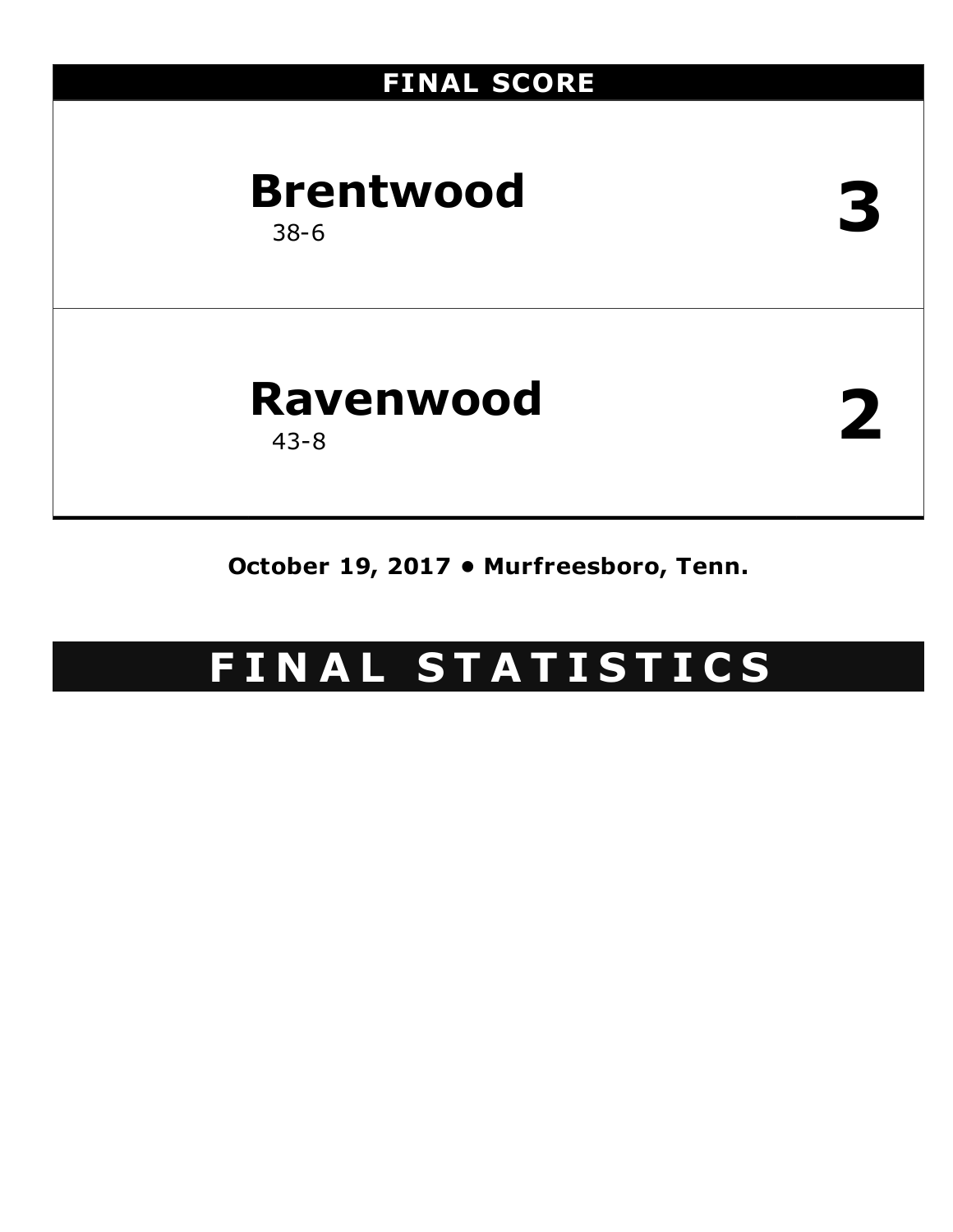## FINAL SCORE

| Team | Score |
|---|---|
| **Brentwood** 38-6 | **3** |
| **Ravenwood** 43-8 | **2** |

**October 19, 2017 • Murfreesboro, Tenn.**

# FINAL STATISTICS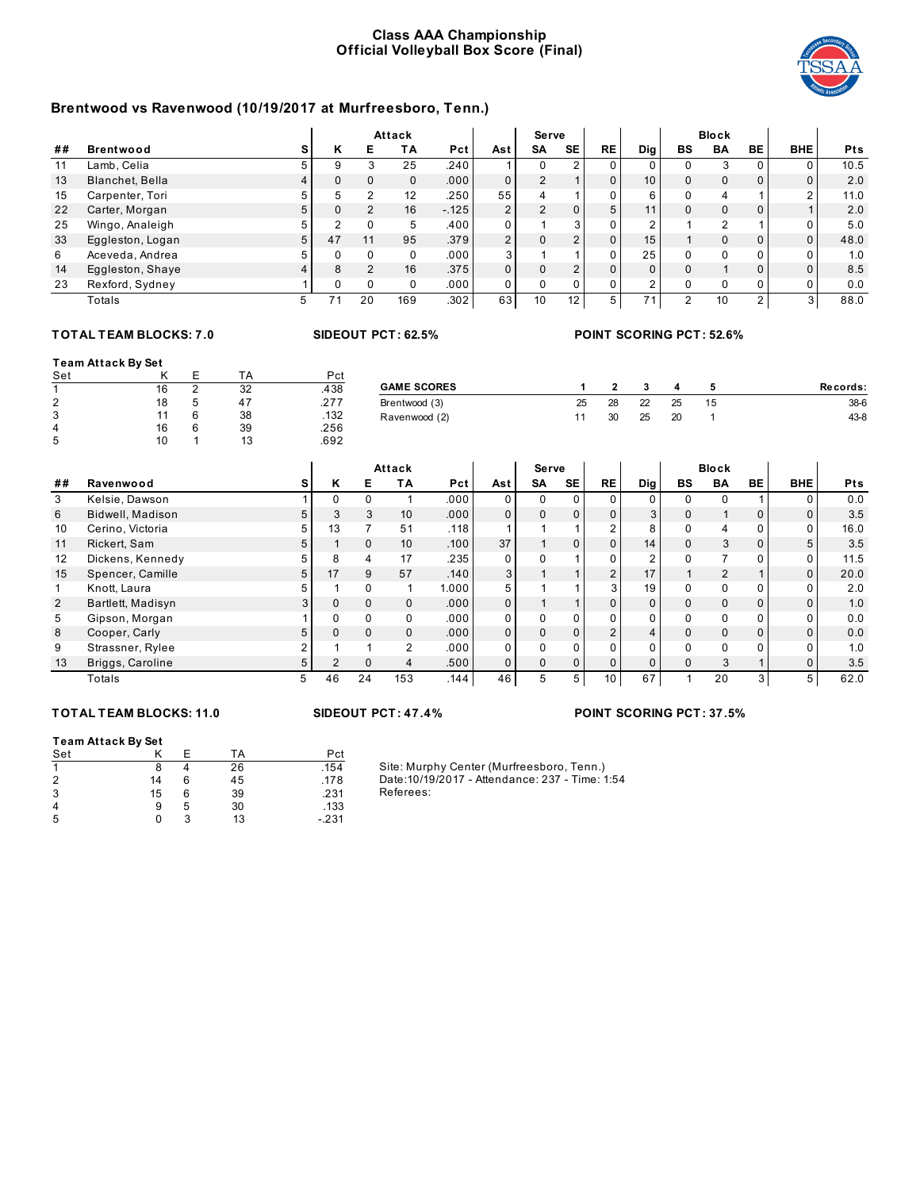# Class AAA Championship
# Official Volleyball Box Score (Final)

## Brentwood vs Ravenwood (10/19/2017 at Murfreesboro, Tenn.)

| ## | Brentwood | S | Attack K | Attack E | Attack TA | Attack Pct | Ast | Serve SA | Serve SE | RE | Dig | Block BS | Block BA | Block BE | BHE | Pts |
|---|---|---|---|---|---|---|---|---|---|---|---|---|---|---|---|---|
| 11 | Lamb, Celia | 5 | 9 | 3 | 25 | .240 | 1 | 0 | 2 | 0 | 0 | 0 | 3 | 0 | 0 | 10.5 |
| 13 | Blanchet, Bella | 4 | 0 | 0 | 0 | .000 | 0 | 2 | 1 | 0 | 10 | 0 | 0 | 0 | 0 | 2.0 |
| 15 | Carpenter, Tori | 5 | 5 | 2 | 12 | .250 | 55 | 4 | 1 | 0 | 6 | 0 | 4 | 1 | 2 | 11.0 |
| 22 | Carter, Morgan | 5 | 0 | 2 | 16 | -.125 | 2 | 2 | 0 | 5 | 11 | 0 | 0 | 0 | 1 | 2.0 |
| 25 | Wingo, Analeigh | 5 | 2 | 0 | 5 | .400 | 0 | 1 | 3 | 0 | 2 | 1 | 2 | 1 | 0 | 5.0 |
| 33 | Eggleston, Logan | 5 | 47 | 11 | 95 | .379 | 2 | 0 | 2 | 0 | 15 | 1 | 0 | 0 | 0 | 48.0 |
| 6 | Aceveda, Andrea | 5 | 0 | 0 | 0 | .000 | 3 | 1 | 1 | 0 | 25 | 0 | 0 | 0 | 0 | 1.0 |
| 14 | Eggleston, Shaye | 4 | 8 | 2 | 16 | .375 | 0 | 0 | 2 | 0 | 0 | 0 | 1 | 0 | 0 | 8.5 |
| 23 | Rexford, Sydney | 1 | 0 | 0 | 0 | .000 | 0 | 0 | 0 | 0 | 2 | 0 | 0 | 0 | 0 | 0.0 |
| | Totals | 5 | 71 | 20 | 169 | .302 | 63 | 10 | 12 | 5 | 71 | 2 | 10 | 2 | 3 | 88.0 |

**TOTAL TEAM BLOCKS: 7.0** **SIDEOUT PCT: 62.5%** **POINT SCORING PCT: 52.6%**

**Team Attack By Set**

| Set | K | E | TA | Pct |
|---|---|---|---|---|
| 1 | 16 | 2 | 32 | .438 |
| 2 | 18 | 5 | 47 | .277 |
| 3 | 11 | 6 | 38 | .132 |
| 4 | 16 | 6 | 39 | .256 |
| 5 | 10 | 1 | 13 | .692 |

| GAME SCORES | 1 | 2 | 3 | 4 | 5 | Records: |
|---|---|---|---|---|---|---|
| Brentwood (3) | 25 | 28 | 22 | 25 | 15 | 38-6 |
| Ravenwood (2) | 11 | 30 | 25 | 20 | 1 | 43-8 |

| ## | Ravenwood | S | Attack K | Attack E | Attack TA | Attack Pct | Ast | Serve SA | Serve SE | RE | Dig | Block BS | Block BA | Block BE | BHE | Pts |
|---|---|---|---|---|---|---|---|---|---|---|---|---|---|---|---|---|
| 3 | Kelsie, Dawson | 1 | 0 | 0 | 1 | .000 | 0 | 0 | 0 | 0 | 0 | 0 | 0 | 1 | 0 | 0.0 |
| 6 | Bidwell, Madison | 5 | 3 | 3 | 10 | .000 | 0 | 0 | 0 | 0 | 3 | 0 | 1 | 0 | 0 | 3.5 |
| 10 | Cerino, Victoria | 5 | 13 | 7 | 51 | .118 | 1 | 1 | 1 | 2 | 8 | 0 | 4 | 0 | 0 | 16.0 |
| 11 | Rickert, Sam | 5 | 1 | 0 | 10 | .100 | 37 | 1 | 0 | 0 | 14 | 0 | 3 | 0 | 5 | 3.5 |
| 12 | Dickens, Kennedy | 5 | 8 | 4 | 17 | .235 | 0 | 0 | 1 | 0 | 2 | 0 | 7 | 0 | 0 | 11.5 |
| 15 | Spencer, Camille | 5 | 17 | 9 | 57 | .140 | 3 | 1 | 1 | 2 | 17 | 1 | 2 | 1 | 0 | 20.0 |
| 1 | Knott, Laura | 5 | 1 | 0 | 1 | 1.000 | 5 | 1 | 1 | 3 | 19 | 0 | 0 | 0 | 0 | 2.0 |
| 2 | Bartlett, Madisyn | 3 | 0 | 0 | 0 | .000 | 0 | 1 | 1 | 0 | 0 | 0 | 0 | 0 | 0 | 1.0 |
| 5 | Gipson, Morgan | 1 | 0 | 0 | 0 | .000 | 0 | 0 | 0 | 0 | 0 | 0 | 0 | 0 | 0 | 0.0 |
| 8 | Cooper, Carly | 5 | 0 | 0 | 0 | .000 | 0 | 0 | 0 | 2 | 4 | 0 | 0 | 0 | 0 | 0.0 |
| 9 | Strassner, Rylee | 2 | 1 | 1 | 2 | .000 | 0 | 0 | 0 | 0 | 0 | 0 | 0 | 0 | 0 | 1.0 |
| 13 | Briggs, Caroline | 5 | 2 | 0 | 4 | .500 | 0 | 0 | 0 | 0 | 0 | 0 | 3 | 1 | 0 | 3.5 |
| | Totals | 5 | 46 | 24 | 153 | .144 | 46 | 5 | 5 | 10 | 67 | 1 | 20 | 3 | 5 | 62.0 |

**TOTAL TEAM BLOCKS: 11.0** **SIDEOUT PCT: 47.4%** **POINT SCORING PCT: 37.5%**

**Team Attack By Set**

| Set | K | E | TA | Pct |
|---|---|---|---|---|
| 1 | 8 | 4 | 26 | .154 |
| 2 | 14 | 6 | 45 | .178 |
| 3 | 15 | 6 | 39 | .231 |
| 4 | 9 | 5 | 30 | .133 |
| 5 | 0 | 3 | 13 | -.231 |

Site: Murphy Center (Murfreesboro, Tenn.)
Date:10/19/2017 - Attendance: 237 - Time: 1:54
Referees: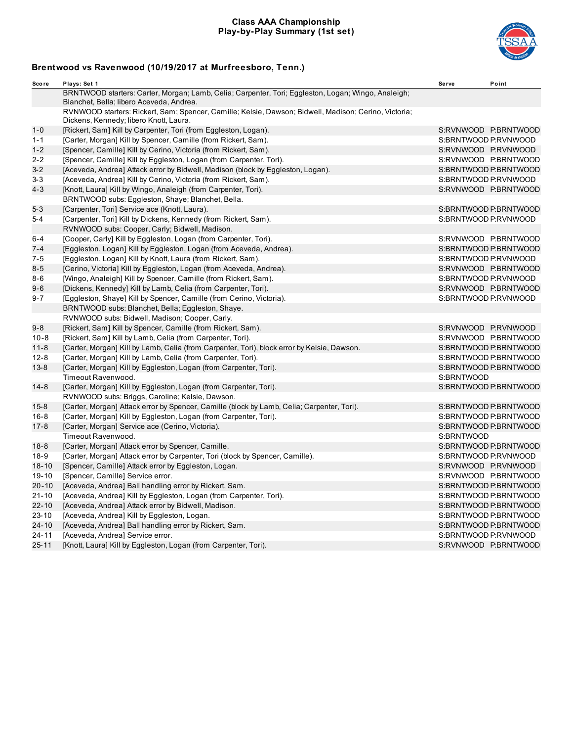## Class AAA Championship
## Play-by-Play Summary (1st set)

### Brentwood vs Ravenwood (10/19/2017 at Murfreesboro, Tenn.)

| Score | Plays: Set 1 | Serve | Point |
|---|---|---|---|
| | BRNTWOOD starters: Carter, Morgan; Lamb, Celia; Carpenter, Tori; Eggleston, Logan; Wingo, Analeigh; Blanchet, Bella; libero Aceveda, Andrea. | | |
| | RVNWOOD starters: Rickert, Sam; Spencer, Camille; Kelsie, Dawson; Bidwell, Madison; Cerino, Victoria; Dickens, Kennedy; libero Knott, Laura. | | |
| 1-0 | [Rickert, Sam] Kill by Carpenter, Tori (from Eggleston, Logan). | S:RVNWOOD | P:BRNTWOOD |
| 1-1 | [Carter, Morgan] Kill by Spencer, Camille (from Rickert, Sam). | S:BRNTWOOD | P:RVNWOOD |
| 1-2 | [Spencer, Camille] Kill by Cerino, Victoria (from Rickert, Sam). | S:RVNWOOD | P:RVNWOOD |
| 2-2 | [Spencer, Camille] Kill by Eggleston, Logan (from Carpenter, Tori). | S:RVNWOOD | P:BRNTWOOD |
| 3-2 | [Aceveda, Andrea] Attack error by Bidwell, Madison (block by Eggleston, Logan). | S:BRNTWOOD | P:BRNTWOOD |
| 3-3 | [Aceveda, Andrea] Kill by Cerino, Victoria (from Rickert, Sam). | S:BRNTWOOD | P:RVNWOOD |
| 4-3 | [Knott, Laura] Kill by Wingo, Analeigh (from Carpenter, Tori). | S:RVNWOOD | P:BRNTWOOD |
| | BRNTWOOD subs: Eggleston, Shaye; Blanchet, Bella. | | |
| 5-3 | [Carpenter, Tori] Service ace (Knott, Laura). | S:BRNTWOOD | P:BRNTWOOD |
| 5-4 | [Carpenter, Tori] Kill by Dickens, Kennedy (from Rickert, Sam). | S:BRNTWOOD | P:RVNWOOD |
| | RVNWOOD subs: Cooper, Carly; Bidwell, Madison. | | |
| 6-4 | [Cooper, Carly] Kill by Eggleston, Logan (from Carpenter, Tori). | S:RVNWOOD | P:BRNTWOOD |
| 7-4 | [Eggleston, Logan] Kill by Eggleston, Logan (from Aceveda, Andrea). | S:BRNTWOOD | P:BRNTWOOD |
| 7-5 | [Eggleston, Logan] Kill by Knott, Laura (from Rickert, Sam). | S:BRNTWOOD | P:RVNWOOD |
| 8-5 | [Cerino, Victoria] Kill by Eggleston, Logan (from Aceveda, Andrea). | S:RVNWOOD | P:BRNTWOOD |
| 8-6 | [Wingo, Analeigh] Kill by Spencer, Camille (from Rickert, Sam). | S:BRNTWOOD | P:RVNWOOD |
| 9-6 | [Dickens, Kennedy] Kill by Lamb, Celia (from Carpenter, Tori). | S:RVNWOOD | P:BRNTWOOD |
| 9-7 | [Eggleston, Shaye] Kill by Spencer, Camille (from Cerino, Victoria). | S:BRNTWOOD | P:RVNWOOD |
| | BRNTWOOD subs: Blanchet, Bella; Eggleston, Shaye. | | |
| | RVNWOOD subs: Bidwell, Madison; Cooper, Carly. | | |
| 9-8 | [Rickert, Sam] Kill by Spencer, Camille (from Rickert, Sam). | S:RVNWOOD | P:RVNWOOD |
| 10-8 | [Rickert, Sam] Kill by Lamb, Celia (from Carpenter, Tori). | S:RVNWOOD | P:BRNTWOOD |
| 11-8 | [Carter, Morgan] Kill by Lamb, Celia (from Carpenter, Tori), block error by Kelsie, Dawson. | S:BRNTWOOD | P:BRNTWOOD |
| 12-8 | [Carter, Morgan] Kill by Lamb, Celia (from Carpenter, Tori). | S:BRNTWOOD | P:BRNTWOOD |
| 13-8 | [Carter, Morgan] Kill by Eggleston, Logan (from Carpenter, Tori). | S:BRNTWOOD | P:BRNTWOOD |
| | Timeout Ravenwood. | S:BRNTWOOD | |
| 14-8 | [Carter, Morgan] Kill by Eggleston, Logan (from Carpenter, Tori). | S:BRNTWOOD | P:BRNTWOOD |
| | RVNWOOD subs: Briggs, Caroline; Kelsie, Dawson. | | |
| 15-8 | [Carter, Morgan] Attack error by Spencer, Camille (block by Lamb, Celia; Carpenter, Tori). | S:BRNTWOOD | P:BRNTWOOD |
| 16-8 | [Carter, Morgan] Kill by Eggleston, Logan (from Carpenter, Tori). | S:BRNTWOOD | P:BRNTWOOD |
| 17-8 | [Carter, Morgan] Service ace (Cerino, Victoria). | S:BRNTWOOD | P:BRNTWOOD |
| | Timeout Ravenwood. | S:BRNTWOOD | |
| 18-8 | [Carter, Morgan] Attack error by Spencer, Camille. | S:BRNTWOOD | P:BRNTWOOD |
| 18-9 | [Carter, Morgan] Attack error by Carpenter, Tori (block by Spencer, Camille). | S:BRNTWOOD | P:RVNWOOD |
| 18-10 | [Spencer, Camille] Attack error by Eggleston, Logan. | S:RVNWOOD | P:RVNWOOD |
| 19-10 | [Spencer, Camille] Service error. | S:RVNWOOD | P:BRNTWOOD |
| 20-10 | [Aceveda, Andrea] Ball handling error by Rickert, Sam. | S:BRNTWOOD | P:BRNTWOOD |
| 21-10 | [Aceveda, Andrea] Kill by Eggleston, Logan (from Carpenter, Tori). | S:BRNTWOOD | P:BRNTWOOD |
| 22-10 | [Aceveda, Andrea] Attack error by Bidwell, Madison. | S:BRNTWOOD | P:BRNTWOOD |
| 23-10 | [Aceveda, Andrea] Kill by Eggleston, Logan. | S:BRNTWOOD | P:BRNTWOOD |
| 24-10 | [Aceveda, Andrea] Ball handling error by Rickert, Sam. | S:BRNTWOOD | P:BRNTWOOD |
| 24-11 | [Aceveda, Andrea] Service error. | S:BRNTWOOD | P:RVNWOOD |
| 25-11 | [Knott, Laura] Kill by Eggleston, Logan (from Carpenter, Tori). | S:RVNWOOD | P:BRNTWOOD |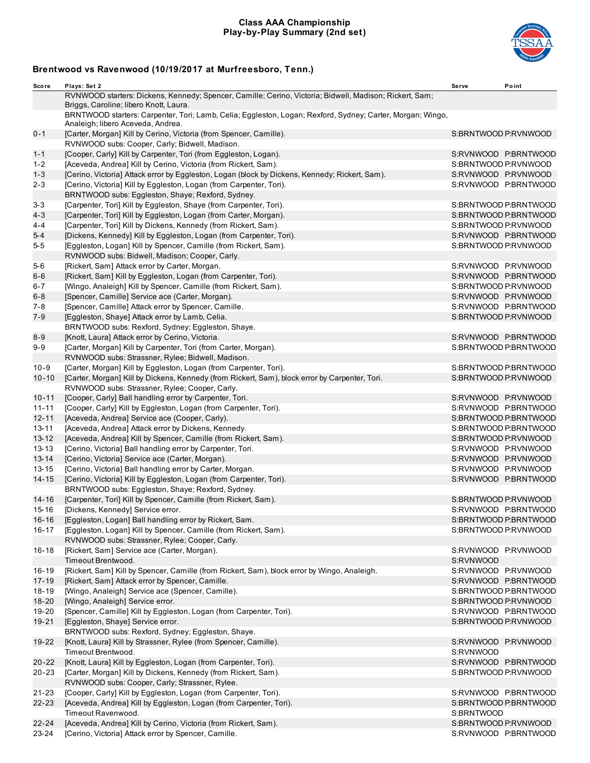## Class AAA Championship
## Play-by-Play Summary (2nd set)

### Brentwood vs Ravenwood (10/19/2017 at Murfreesboro, Tenn.)

| Score | Plays: Set 2 | Serve | Point |
|---|---|---|---|
| | RVNWOOD starters: Dickens, Kennedy; Spencer, Camille; Cerino, Victoria; Bidwell, Madison; Rickert, Sam; Briggs, Caroline; libero Knott, Laura. | | |
| | BRNTWOOD starters: Carpenter, Tori; Lamb, Celia; Eggleston, Logan; Rexford, Sydney; Carter, Morgan; Wingo, Analeigh; libero Aceveda, Andrea. | | |
| 0-1 | [Carter, Morgan] Kill by Cerino, Victoria (from Spencer, Camille). | S:BRNTWOOD | P:RVNWOOD |
| | RVNWOOD subs: Cooper, Carly; Bidwell, Madison. | | |
| 1-1 | [Cooper, Carly] Kill by Carpenter, Tori (from Eggleston, Logan). | S:RVNWOOD | P:BRNTWOOD |
| 1-2 | [Aceveda, Andrea] Kill by Cerino, Victoria (from Rickert, Sam). | S:BRNTWOOD | P:RVNWOOD |
| 1-3 | [Cerino, Victoria] Attack error by Eggleston, Logan (block by Dickens, Kennedy; Rickert, Sam). | S:RVNWOOD | P:RVNWOOD |
| 2-3 | [Cerino, Victoria] Kill by Eggleston, Logan (from Carpenter, Tori). | S:RVNWOOD | P:BRNTWOOD |
| | BRNTWOOD subs: Eggleston, Shaye; Rexford, Sydney. | | |
| 3-3 | [Carpenter, Tori] Kill by Eggleston, Shaye (from Carpenter, Tori). | S:BRNTWOOD | P:BRNTWOOD |
| 4-3 | [Carpenter, Tori] Kill by Eggleston, Logan (from Carter, Morgan). | S:BRNTWOOD | P:BRNTWOOD |
| 4-4 | [Carpenter, Tori] Kill by Dickens, Kennedy (from Rickert, Sam). | S:BRNTWOOD | P:RVNWOOD |
| 5-4 | [Dickens, Kennedy] Kill by Eggleston, Logan (from Carpenter, Tori). | S:RVNWOOD | P:BRNTWOOD |
| 5-5 | [Eggleston, Logan] Kill by Spencer, Camille (from Rickert, Sam). | S:BRNTWOOD | P:RVNWOOD |
| | RVNWOOD subs: Bidwell, Madison; Cooper, Carly. | | |
| 5-6 | [Rickert, Sam] Attack error by Carter, Morgan. | S:RVNWOOD | P:RVNWOOD |
| 6-6 | [Rickert, Sam] Kill by Eggleston, Logan (from Carpenter, Tori). | S:RVNWOOD | P:BRNTWOOD |
| 6-7 | [Wingo, Analeigh] Kill by Spencer, Camille (from Rickert, Sam). | S:BRNTWOOD | P:RVNWOOD |
| 6-8 | [Spencer, Camille] Service ace (Carter, Morgan). | S:RVNWOOD | P:RVNWOOD |
| 7-8 | [Spencer, Camille] Attack error by Spencer, Camille. | S:RVNWOOD | P:BRNTWOOD |
| 7-9 | [Eggleston, Shaye] Attack error by Lamb, Celia. | S:BRNTWOOD | P:RVNWOOD |
| | BRNTWOOD subs: Rexford, Sydney; Eggleston, Shaye. | | |
| 8-9 | [Knott, Laura] Attack error by Cerino, Victoria. | S:RVNWOOD | P:BRNTWOOD |
| 9-9 | [Carter, Morgan] Kill by Carpenter, Tori (from Carter, Morgan). | S:BRNTWOOD | P:BRNTWOOD |
| | RVNWOOD subs: Strassner, Rylee; Bidwell, Madison. | | |
| 10-9 | [Carter, Morgan] Kill by Eggleston, Logan (from Carpenter, Tori). | S:BRNTWOOD | P:BRNTWOOD |
| 10-10 | [Carter, Morgan] Kill by Dickens, Kennedy (from Rickert, Sam), block error by Carpenter, Tori. | S:BRNTWOOD | P:RVNWOOD |
| | RVNWOOD subs: Strassner, Rylee; Cooper, Carly. | | |
| 10-11 | [Cooper, Carly] Ball handling error by Carpenter, Tori. | S:RVNWOOD | P:RVNWOOD |
| 11-11 | [Cooper, Carly] Kill by Eggleston, Logan (from Carpenter, Tori). | S:RVNWOOD | P:BRNTWOOD |
| 12-11 | [Aceveda, Andrea] Service ace (Cooper, Carly). | S:BRNTWOOD | P:BRNTWOOD |
| 13-11 | [Aceveda, Andrea] Attack error by Dickens, Kennedy. | S:BRNTWOOD | P:BRNTWOOD |
| 13-12 | [Aceveda, Andrea] Kill by Spencer, Camille (from Rickert, Sam). | S:BRNTWOOD | P:RVNWOOD |
| 13-13 | [Cerino, Victoria] Ball handling error by Carpenter, Tori. | S:RVNWOOD | P:RVNWOOD |
| 13-14 | [Cerino, Victoria] Service ace (Carter, Morgan). | S:RVNWOOD | P:RVNWOOD |
| 13-15 | [Cerino, Victoria] Ball handling error by Carter, Morgan. | S:RVNWOOD | P:RVNWOOD |
| 14-15 | [Cerino, Victoria] Kill by Eggleston, Logan (from Carpenter, Tori). | S:RVNWOOD | P:BRNTWOOD |
| | BRNTWOOD subs: Eggleston, Shaye; Rexford, Sydney. | | |
| 14-16 | [Carpenter, Tori] Kill by Spencer, Camille (from Rickert, Sam). | S:BRNTWOOD | P:RVNWOOD |
| 15-16 | [Dickens, Kennedy] Service error. | S:RVNWOOD | P:BRNTWOOD |
| 16-16 | [Eggleston, Logan] Ball handling error by Rickert, Sam. | S:BRNTWOOD | P:BRNTWOOD |
| 16-17 | [Eggleston, Logan] Kill by Spencer, Camille (from Rickert, Sam). | S:BRNTWOOD | P:RVNWOOD |
| | RVNWOOD subs: Strassner, Rylee; Cooper, Carly. | | |
| 16-18 | [Rickert, Sam] Service ace (Carter, Morgan). | S:RVNWOOD | P:RVNWOOD |
| | Timeout Brentwood. | S:RVNWOOD | |
| 16-19 | [Rickert, Sam] Kill by Spencer, Camille (from Rickert, Sam), block error by Wingo, Analeigh. | S:RVNWOOD | P:RVNWOOD |
| 17-19 | [Rickert, Sam] Attack error by Spencer, Camille. | S:RVNWOOD | P:BRNTWOOD |
| 18-19 | [Wingo, Analeigh] Service ace (Spencer, Camille). | S:BRNTWOOD | P:BRNTWOOD |
| 18-20 | [Wingo, Analeigh] Service error. | S:BRNTWOOD | P:RVNWOOD |
| 19-20 | [Spencer, Camille] Kill by Eggleston, Logan (from Carpenter, Tori). | S:RVNWOOD | P:BRNTWOOD |
| 19-21 | [Eggleston, Shaye] Service error. | S:BRNTWOOD | P:RVNWOOD |
| | BRNTWOOD subs: Rexford, Sydney; Eggleston, Shaye. | | |
| 19-22 | [Knott, Laura] Kill by Strassner, Rylee (from Spencer, Camille). | S:RVNWOOD | P:RVNWOOD |
| | Timeout Brentwood. | S:RVNWOOD | |
| 20-22 | [Knott, Laura] Kill by Eggleston, Logan (from Carpenter, Tori). | S:RVNWOOD | P:BRNTWOOD |
| 20-23 | [Carter, Morgan] Kill by Dickens, Kennedy (from Rickert, Sam). | S:BRNTWOOD | P:RVNWOOD |
| | RVNWOOD subs: Cooper, Carly; Strassner, Rylee. | | |
| 21-23 | [Cooper, Carly] Kill by Eggleston, Logan (from Carpenter, Tori). | S:RVNWOOD | P:BRNTWOOD |
| 22-23 | [Aceveda, Andrea] Kill by Eggleston, Logan (from Carpenter, Tori). | S:BRNTWOOD | P:BRNTWOOD |
| | Timeout Ravenwood. | S:BRNTWOOD | |
| 22-24 | [Aceveda, Andrea] Kill by Cerino, Victoria (from Rickert, Sam). | S:BRNTWOOD | P:RVNWOOD |
| 23-24 | [Cerino, Victoria] Attack error by Spencer, Camille. | S:RVNWOOD | P:BRNTWOOD |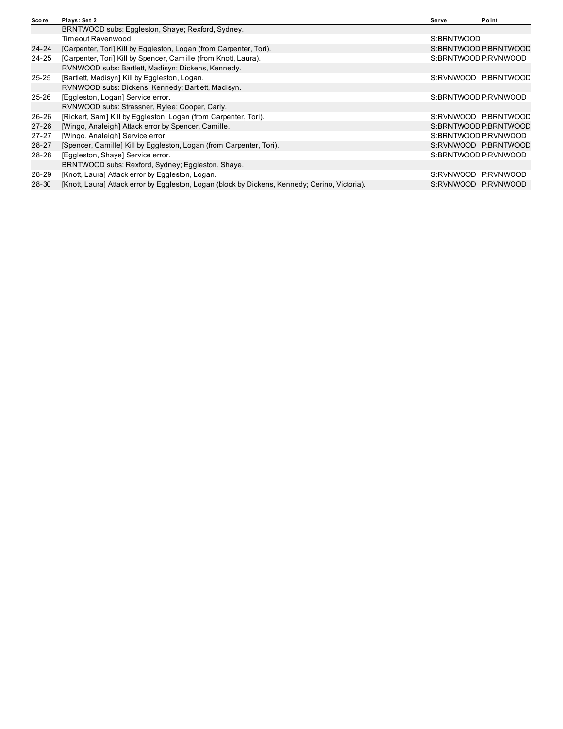| Score | Plays: Set 2 | Serve | Point |
| --- | --- | --- | --- |
| | BRNTWOOD subs: Eggleston, Shaye; Rexford, Sydney. | | |
| | Timeout Ravenwood. | S:BRNTWOOD | |
| 24-24 | [Carpenter, Tori] Kill by Eggleston, Logan (from Carpenter, Tori). | S:BRNTWOOD | P:BRNTWOOD |
| 24-25 | [Carpenter, Tori] Kill by Spencer, Camille (from Knott, Laura). | S:BRNTWOOD | P:RVNWOOD |
| | RVNWOOD subs: Bartlett, Madisyn; Dickens, Kennedy. | | |
| 25-25 | [Bartlett, Madisyn] Kill by Eggleston, Logan. | S:RVNWOOD | P:BRNTWOOD |
| | RVNWOOD subs: Dickens, Kennedy; Bartlett, Madisyn. | | |
| 25-26 | [Eggleston, Logan] Service error. | S:BRNTWOOD | P:RVNWOOD |
| | RVNWOOD subs: Strassner, Rylee; Cooper, Carly. | | |
| 26-26 | [Rickert, Sam] Kill by Eggleston, Logan (from Carpenter, Tori). | S:RVNWOOD | P:BRNTWOOD |
| 27-26 | [Wingo, Analeigh] Attack error by Spencer, Camille. | S:BRNTWOOD | P:BRNTWOOD |
| 27-27 | [Wingo, Analeigh] Service error. | S:BRNTWOOD | P:RVNWOOD |
| 28-27 | [Spencer, Camille] Kill by Eggleston, Logan (from Carpenter, Tori). | S:RVNWOOD | P:BRNTWOOD |
| 28-28 | [Eggleston, Shaye] Service error. | S:BRNTWOOD | P:RVNWOOD |
| | BRNTWOOD subs: Rexford, Sydney; Eggleston, Shaye. | | |
| 28-29 | [Knott, Laura] Attack error by Eggleston, Logan. | S:RVNWOOD | P:RVNWOOD |
| 28-30 | [Knott, Laura] Attack error by Eggleston, Logan (block by Dickens, Kennedy; Cerino, Victoria). | S:RVNWOOD | P:RVNWOOD |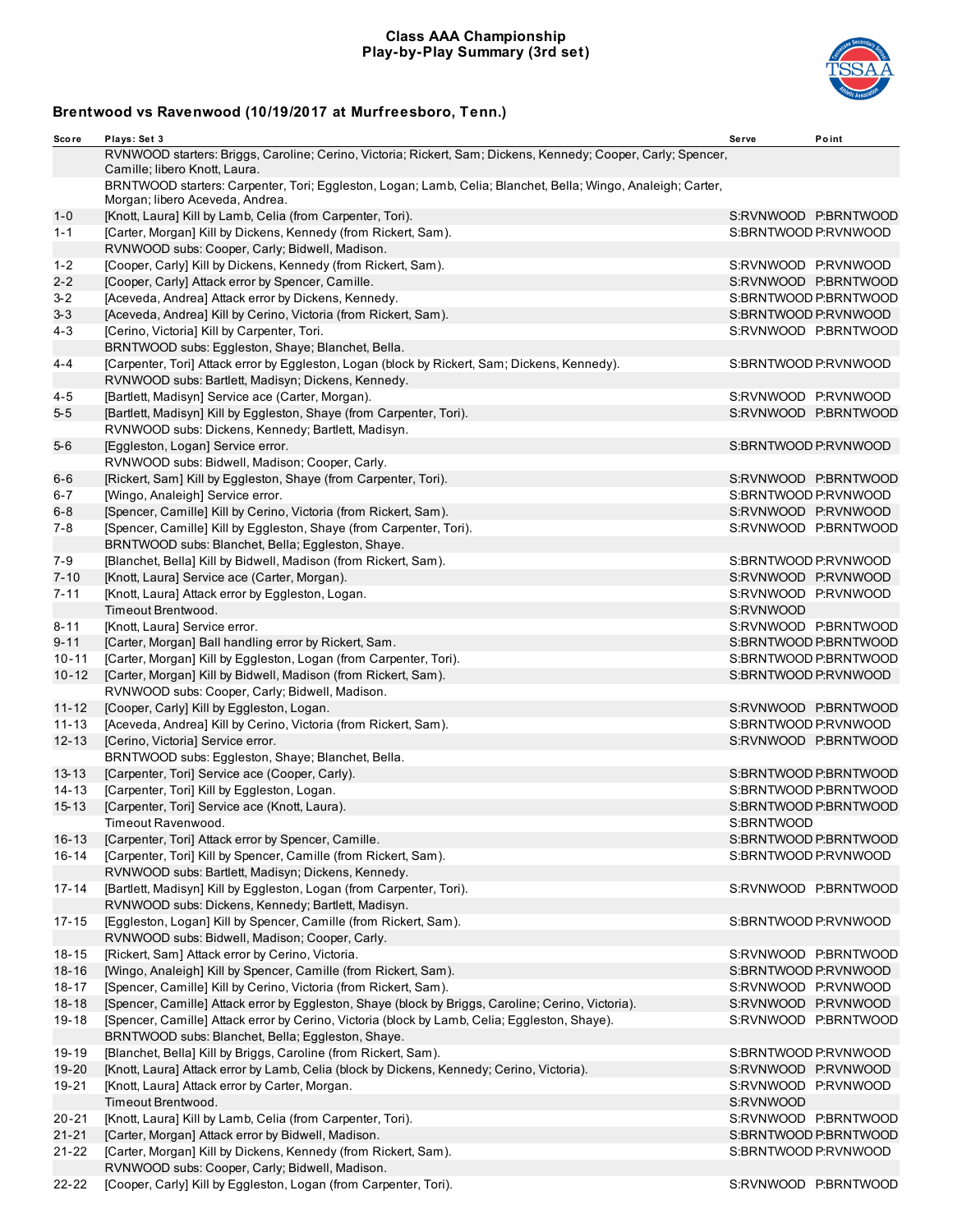# Class AAA Championship
## Play-by-Play Summary (3rd set)

### Brentwood vs Ravenwood (10/19/2017 at Murfreesboro, Tenn.)

| Score | Plays: Set 3 | Serve | Point |
|---|---|---|---|
| | RVNWOOD starters: Briggs, Caroline; Cerino, Victoria; Rickert, Sam; Dickens, Kennedy; Cooper, Carly; Spencer, Camille; libero Knott, Laura. | | |
| | BRNTWOOD starters: Carpenter, Tori; Eggleston, Logan; Lamb, Celia; Blanchet, Bella; Wingo, Analeigh; Carter, Morgan; libero Aceveda, Andrea. | | |
| 1-0 | [Knott, Laura] Kill by Lamb, Celia (from Carpenter, Tori). | S:RVNWOOD | P:BRNTWOOD |
| 1-1 | [Carter, Morgan] Kill by Dickens, Kennedy (from Rickert, Sam). | S:BRNTWOOD | P:RVNWOOD |
| | RVNWOOD subs: Cooper, Carly; Bidwell, Madison. | | |
| 1-2 | [Cooper, Carly] Kill by Dickens, Kennedy (from Rickert, Sam). | S:RVNWOOD | P:RVNWOOD |
| 2-2 | [Cooper, Carly] Attack error by Spencer, Camille. | S:RVNWOOD | P:BRNTWOOD |
| 3-2 | [Aceveda, Andrea] Attack error by Dickens, Kennedy. | S:BRNTWOOD | P:BRNTWOOD |
| 3-3 | [Aceveda, Andrea] Kill by Cerino, Victoria (from Rickert, Sam). | S:BRNTWOOD | P:RVNWOOD |
| 4-3 | [Cerino, Victoria] Kill by Carpenter, Tori. | S:RVNWOOD | P:BRNTWOOD |
| | BRNTWOOD subs: Eggleston, Shaye; Blanchet, Bella. | | |
| 4-4 | [Carpenter, Tori] Attack error by Eggleston, Logan (block by Rickert, Sam; Dickens, Kennedy). | S:BRNTWOOD | P:RVNWOOD |
| | RVNWOOD subs: Bartlett, Madisyn; Dickens, Kennedy. | | |
| 4-5 | [Bartlett, Madisyn] Service ace (Carter, Morgan). | S:RVNWOOD | P:RVNWOOD |
| 5-5 | [Bartlett, Madisyn] Kill by Eggleston, Shaye (from Carpenter, Tori). | S:RVNWOOD | P:BRNTWOOD |
| | RVNWOOD subs: Dickens, Kennedy; Bartlett, Madisyn. | | |
| 5-6 | [Eggleston, Logan] Service error. | S:BRNTWOOD | P:RVNWOOD |
| | RVNWOOD subs: Bidwell, Madison; Cooper, Carly. | | |
| 6-6 | [Rickert, Sam] Kill by Eggleston, Shaye (from Carpenter, Tori). | S:RVNWOOD | P:BRNTWOOD |
| 6-7 | [Wingo, Analeigh] Service error. | S:BRNTWOOD | P:RVNWOOD |
| 6-8 | [Spencer, Camille] Kill by Cerino, Victoria (from Rickert, Sam). | S:RVNWOOD | P:RVNWOOD |
| 7-8 | [Spencer, Camille] Kill by Eggleston, Shaye (from Carpenter, Tori). | S:RVNWOOD | P:BRNTWOOD |
| | BRNTWOOD subs: Blanchet, Bella; Eggleston, Shaye. | | |
| 7-9 | [Blanchet, Bella] Kill by Bidwell, Madison (from Rickert, Sam). | S:BRNTWOOD | P:RVNWOOD |
| 7-10 | [Knott, Laura] Service ace (Carter, Morgan). | S:RVNWOOD | P:RVNWOOD |
| 7-11 | [Knott, Laura] Attack error by Eggleston, Logan. | S:RVNWOOD | P:RVNWOOD |
| | Timeout Brentwood. | S:RVNWOOD | |
| 8-11 | [Knott, Laura] Service error. | S:RVNWOOD | P:BRNTWOOD |
| 9-11 | [Carter, Morgan] Ball handling error by Rickert, Sam. | S:BRNTWOOD | P:BRNTWOOD |
| 10-11 | [Carter, Morgan] Kill by Eggleston, Logan (from Carpenter, Tori). | S:BRNTWOOD | P:BRNTWOOD |
| 10-12 | [Carter, Morgan] Kill by Bidwell, Madison (from Rickert, Sam). | S:BRNTWOOD | P:RVNWOOD |
| | RVNWOOD subs: Cooper, Carly; Bidwell, Madison. | | |
| 11-12 | [Cooper, Carly] Kill by Eggleston, Logan. | S:RVNWOOD | P:BRNTWOOD |
| 11-13 | [Aceveda, Andrea] Kill by Cerino, Victoria (from Rickert, Sam). | S:BRNTWOOD | P:RVNWOOD |
| 12-13 | [Cerino, Victoria] Service error. | S:RVNWOOD | P:BRNTWOOD |
| | BRNTWOOD subs: Eggleston, Shaye; Blanchet, Bella. | | |
| 13-13 | [Carpenter, Tori] Service ace (Cooper, Carly). | S:BRNTWOOD | P:BRNTWOOD |
| 14-13 | [Carpenter, Tori] Kill by Eggleston, Logan. | S:BRNTWOOD | P:BRNTWOOD |
| 15-13 | [Carpenter, Tori] Service ace (Knott, Laura). | S:BRNTWOOD | P:BRNTWOOD |
| | Timeout Ravenwood. | S:BRNTWOOD | |
| 16-13 | [Carpenter, Tori] Attack error by Spencer, Camille. | S:BRNTWOOD | P:BRNTWOOD |
| 16-14 | [Carpenter, Tori] Kill by Spencer, Camille (from Rickert, Sam). | S:BRNTWOOD | P:RVNWOOD |
| | RVNWOOD subs: Bartlett, Madisyn; Dickens, Kennedy. | | |
| 17-14 | [Bartlett, Madisyn] Kill by Eggleston, Logan (from Carpenter, Tori). | S:RVNWOOD | P:BRNTWOOD |
| | RVNWOOD subs: Dickens, Kennedy; Bartlett, Madisyn. | | |
| 17-15 | [Eggleston, Logan] Kill by Spencer, Camille (from Rickert, Sam). | S:BRNTWOOD | P:RVNWOOD |
| | RVNWOOD subs: Bidwell, Madison; Cooper, Carly. | | |
| 18-15 | [Rickert, Sam] Attack error by Cerino, Victoria. | S:RVNWOOD | P:BRNTWOOD |
| 18-16 | [Wingo, Analeigh] Kill by Spencer, Camille (from Rickert, Sam). | S:BRNTWOOD | P:RVNWOOD |
| 18-17 | [Spencer, Camille] Kill by Cerino, Victoria (from Rickert, Sam). | S:RVNWOOD | P:RVNWOOD |
| 18-18 | [Spencer, Camille] Attack error by Eggleston, Shaye (block by Briggs, Caroline; Cerino, Victoria). | S:RVNWOOD | P:RVNWOOD |
| 19-18 | [Spencer, Camille] Attack error by Cerino, Victoria (block by Lamb, Celia; Eggleston, Shaye). | S:RVNWOOD | P:BRNTWOOD |
| | BRNTWOOD subs: Blanchet, Bella; Eggleston, Shaye. | | |
| 19-19 | [Blanchet, Bella] Kill by Briggs, Caroline (from Rickert, Sam). | S:BRNTWOOD | P:RVNWOOD |
| 19-20 | [Knott, Laura] Attack error by Lamb, Celia (block by Dickens, Kennedy; Cerino, Victoria). | S:RVNWOOD | P:RVNWOOD |
| 19-21 | [Knott, Laura] Attack error by Carter, Morgan. | S:RVNWOOD | P:RVNWOOD |
| | Timeout Brentwood. | S:RVNWOOD | |
| 20-21 | [Knott, Laura] Kill by Lamb, Celia (from Carpenter, Tori). | S:RVNWOOD | P:BRNTWOOD |
| 21-21 | [Carter, Morgan] Attack error by Bidwell, Madison. | S:BRNTWOOD | P:BRNTWOOD |
| 21-22 | [Carter, Morgan] Kill by Dickens, Kennedy (from Rickert, Sam). | S:BRNTWOOD | P:RVNWOOD |
| | RVNWOOD subs: Cooper, Carly; Bidwell, Madison. | | |
| 22-22 | [Cooper, Carly] Kill by Eggleston, Logan (from Carpenter, Tori). | S:RVNWOOD | P:BRNTWOOD |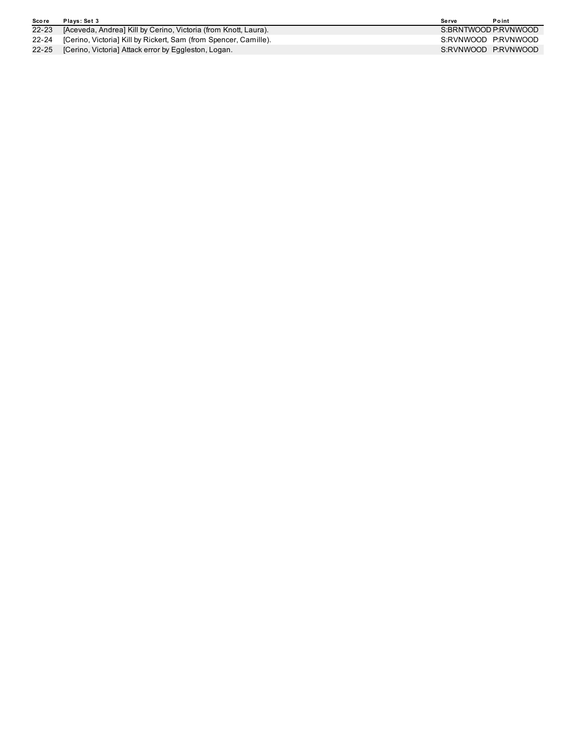| Score | Plays: Set 3 | Serve | Point |
|---|---|---|---|
| 22-23 | [Aceveda, Andrea] Kill by Cerino, Victoria (from Knott, Laura). | S:BRNTWOOD | P:RVNWOOD |
| 22-24 | [Cerino, Victoria] Kill by Rickert, Sam (from Spencer, Camille). | S:RVNWOOD | P:RVNWOOD |
| 22-25 | [Cerino, Victoria] Attack error by Eggleston, Logan. | S:RVNWOOD | P:RVNWOOD |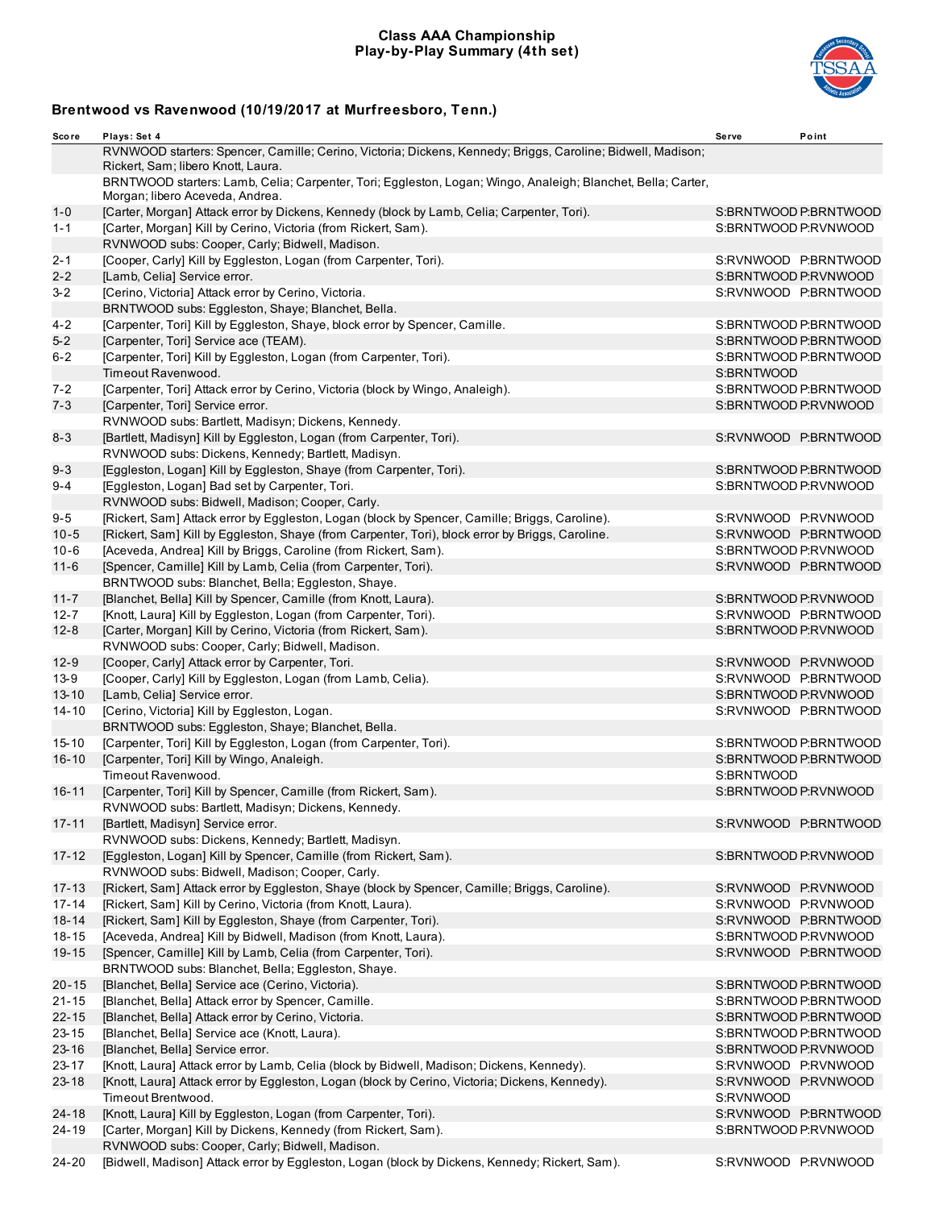# Class AAA Championship
## Play-by-Play Summary (4th set)

### Brentwood vs Ravenwood (10/19/2017 at Murfreesboro, Tenn.)

| Score | Plays: Set 4 | Serve | Point |
|---|---|---|---|
| | RVNWOOD starters: Spencer, Camille; Cerino, Victoria; Dickens, Kennedy; Briggs, Caroline; Bidwell, Madison; Rickert, Sam; libero Knott, Laura. | | |
| | BRNTWOOD starters: Lamb, Celia; Carpenter, Tori; Eggleston, Logan; Wingo, Analeigh; Blanchet, Bella; Carter, Morgan; libero Aceveda, Andrea. | | |
| 1-0 | [Carter, Morgan] Attack error by Dickens, Kennedy (block by Lamb, Celia; Carpenter, Tori). | S:BRNTWOOD | P:BRNTWOOD |
| 1-1 | [Carter, Morgan] Kill by Cerino, Victoria (from Rickert, Sam). | S:BRNTWOOD | P:RVNWOOD |
| | RVNWOOD subs: Cooper, Carly; Bidwell, Madison. | | |
| 2-1 | [Cooper, Carly] Kill by Eggleston, Logan (from Carpenter, Tori). | S:RVNWOOD | P:BRNTWOOD |
| 2-2 | [Lamb, Celia] Service error. | S:BRNTWOOD | P:RVNWOOD |
| 3-2 | [Cerino, Victoria] Attack error by Cerino, Victoria. | S:RVNWOOD | P:BRNTWOOD |
| | BRNTWOOD subs: Eggleston, Shaye; Blanchet, Bella. | | |
| 4-2 | [Carpenter, Tori] Kill by Eggleston, Shaye, block error by Spencer, Camille. | S:BRNTWOOD | P:BRNTWOOD |
| 5-2 | [Carpenter, Tori] Service ace (TEAM). | S:BRNTWOOD | P:BRNTWOOD |
| 6-2 | [Carpenter, Tori] Kill by Eggleston, Logan (from Carpenter, Tori). | S:BRNTWOOD | P:BRNTWOOD |
| | Timeout Ravenwood. | S:BRNTWOOD | |
| 7-2 | [Carpenter, Tori] Attack error by Cerino, Victoria (block by Wingo, Analeigh). | S:BRNTWOOD | P:BRNTWOOD |
| 7-3 | [Carpenter, Tori] Service error. | S:BRNTWOOD | P:RVNWOOD |
| | RVNWOOD subs: Bartlett, Madisyn; Dickens, Kennedy. | | |
| 8-3 | [Bartlett, Madisyn] Kill by Eggleston, Logan (from Carpenter, Tori). | S:RVNWOOD | P:BRNTWOOD |
| | RVNWOOD subs: Dickens, Kennedy; Bartlett, Madisyn. | | |
| 9-3 | [Eggleston, Logan] Kill by Eggleston, Shaye (from Carpenter, Tori). | S:BRNTWOOD | P:BRNTWOOD |
| 9-4 | [Eggleston, Logan] Bad set by Carpenter, Tori. | S:BRNTWOOD | P:RVNWOOD |
| | RVNWOOD subs: Bidwell, Madison; Cooper, Carly. | | |
| 9-5 | [Rickert, Sam] Attack error by Eggleston, Logan (block by Spencer, Camille; Briggs, Caroline). | S:RVNWOOD | P:RVNWOOD |
| 10-5 | [Rickert, Sam] Kill by Eggleston, Shaye (from Carpenter, Tori), block error by Briggs, Caroline. | S:RVNWOOD | P:BRNTWOOD |
| 10-6 | [Aceveda, Andrea] Kill by Briggs, Caroline (from Rickert, Sam). | S:BRNTWOOD | P:RVNWOOD |
| 11-6 | [Spencer, Camille] Kill by Lamb, Celia (from Carpenter, Tori). | S:RVNWOOD | P:BRNTWOOD |
| | BRNTWOOD subs: Blanchet, Bella; Eggleston, Shaye. | | |
| 11-7 | [Blanchet, Bella] Kill by Spencer, Camille (from Knott, Laura). | S:BRNTWOOD | P:RVNWOOD |
| 12-7 | [Knott, Laura] Kill by Eggleston, Logan (from Carpenter, Tori). | S:RVNWOOD | P:BRNTWOOD |
| 12-8 | [Carter, Morgan] Kill by Cerino, Victoria (from Rickert, Sam). | S:BRNTWOOD | P:RVNWOOD |
| | RVNWOOD subs: Cooper, Carly; Bidwell, Madison. | | |
| 12-9 | [Cooper, Carly] Attack error by Carpenter, Tori. | S:RVNWOOD | P:RVNWOOD |
| 13-9 | [Cooper, Carly] Kill by Eggleston, Logan (from Lamb, Celia). | S:RVNWOOD | P:BRNTWOOD |
| 13-10 | [Lamb, Celia] Service error. | S:BRNTWOOD | P:RVNWOOD |
| 14-10 | [Cerino, Victoria] Kill by Eggleston, Logan. | S:RVNWOOD | P:BRNTWOOD |
| | BRNTWOOD subs: Eggleston, Shaye; Blanchet, Bella. | | |
| 15-10 | [Carpenter, Tori] Kill by Eggleston, Logan (from Carpenter, Tori). | S:BRNTWOOD | P:BRNTWOOD |
| 16-10 | [Carpenter, Tori] Kill by Wingo, Analeigh. | S:BRNTWOOD | P:BRNTWOOD |
| | Timeout Ravenwood. | S:BRNTWOOD | |
| 16-11 | [Carpenter, Tori] Kill by Spencer, Camille (from Rickert, Sam). | S:BRNTWOOD | P:RVNWOOD |
| | RVNWOOD subs: Bartlett, Madisyn; Dickens, Kennedy. | | |
| 17-11 | [Bartlett, Madisyn] Service error. | S:RVNWOOD | P:BRNTWOOD |
| | RVNWOOD subs: Dickens, Kennedy; Bartlett, Madisyn. | | |
| 17-12 | [Eggleston, Logan] Kill by Spencer, Camille (from Rickert, Sam). | S:BRNTWOOD | P:RVNWOOD |
| | RVNWOOD subs: Bidwell, Madison; Cooper, Carly. | | |
| 17-13 | [Rickert, Sam] Attack error by Eggleston, Shaye (block by Spencer, Camille; Briggs, Caroline). | S:RVNWOOD | P:RVNWOOD |
| 17-14 | [Rickert, Sam] Kill by Cerino, Victoria (from Knott, Laura). | S:RVNWOOD | P:RVNWOOD |
| 18-14 | [Rickert, Sam] Kill by Eggleston, Shaye (from Carpenter, Tori). | S:RVNWOOD | P:BRNTWOOD |
| 18-15 | [Aceveda, Andrea] Kill by Bidwell, Madison (from Knott, Laura). | S:BRNTWOOD | P:RVNWOOD |
| 19-15 | [Spencer, Camille] Kill by Lamb, Celia (from Carpenter, Tori). | S:RVNWOOD | P:BRNTWOOD |
| | BRNTWOOD subs: Blanchet, Bella; Eggleston, Shaye. | | |
| 20-15 | [Blanchet, Bella] Service ace (Cerino, Victoria). | S:BRNTWOOD | P:BRNTWOOD |
| 21-15 | [Blanchet, Bella] Attack error by Spencer, Camille. | S:BRNTWOOD | P:BRNTWOOD |
| 22-15 | [Blanchet, Bella] Attack error by Cerino, Victoria. | S:BRNTWOOD | P:BRNTWOOD |
| 23-15 | [Blanchet, Bella] Service ace (Knott, Laura). | S:BRNTWOOD | P:BRNTWOOD |
| 23-16 | [Blanchet, Bella] Service error. | S:BRNTWOOD | P:RVNWOOD |
| 23-17 | [Knott, Laura] Attack error by Lamb, Celia (block by Bidwell, Madison; Dickens, Kennedy). | S:RVNWOOD | P:RVNWOOD |
| 23-18 | [Knott, Laura] Attack error by Eggleston, Logan (block by Cerino, Victoria; Dickens, Kennedy). | S:RVNWOOD | P:RVNWOOD |
| | Timeout Brentwood. | S:RVNWOOD | |
| 24-18 | [Knott, Laura] Kill by Eggleston, Logan (from Carpenter, Tori). | S:RVNWOOD | P:BRNTWOOD |
| 24-19 | [Carter, Morgan] Kill by Dickens, Kennedy (from Rickert, Sam). | S:BRNTWOOD | P:RVNWOOD |
| | RVNWOOD subs: Cooper, Carly; Bidwell, Madison. | | |
| 24-20 | [Bidwell, Madison] Attack error by Eggleston, Logan (block by Dickens, Kennedy; Rickert, Sam). | S:RVNWOOD | P:RVNWOOD |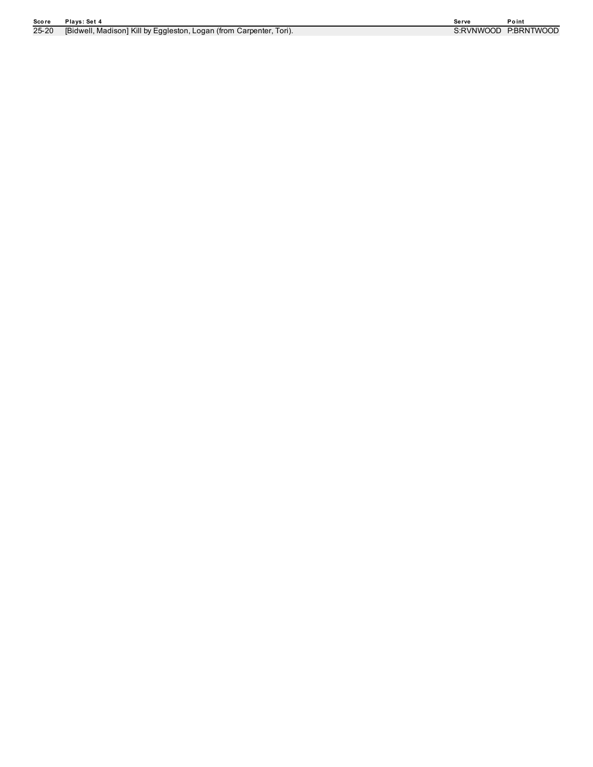| Score | Plays: Set 4 | Serve | Point |
|---|---|---|---|
| 25-20 | [Bidwell, Madison] Kill by Eggleston, Logan (from Carpenter, Tori). | S:RVNWOOD | P:BRNTWOOD |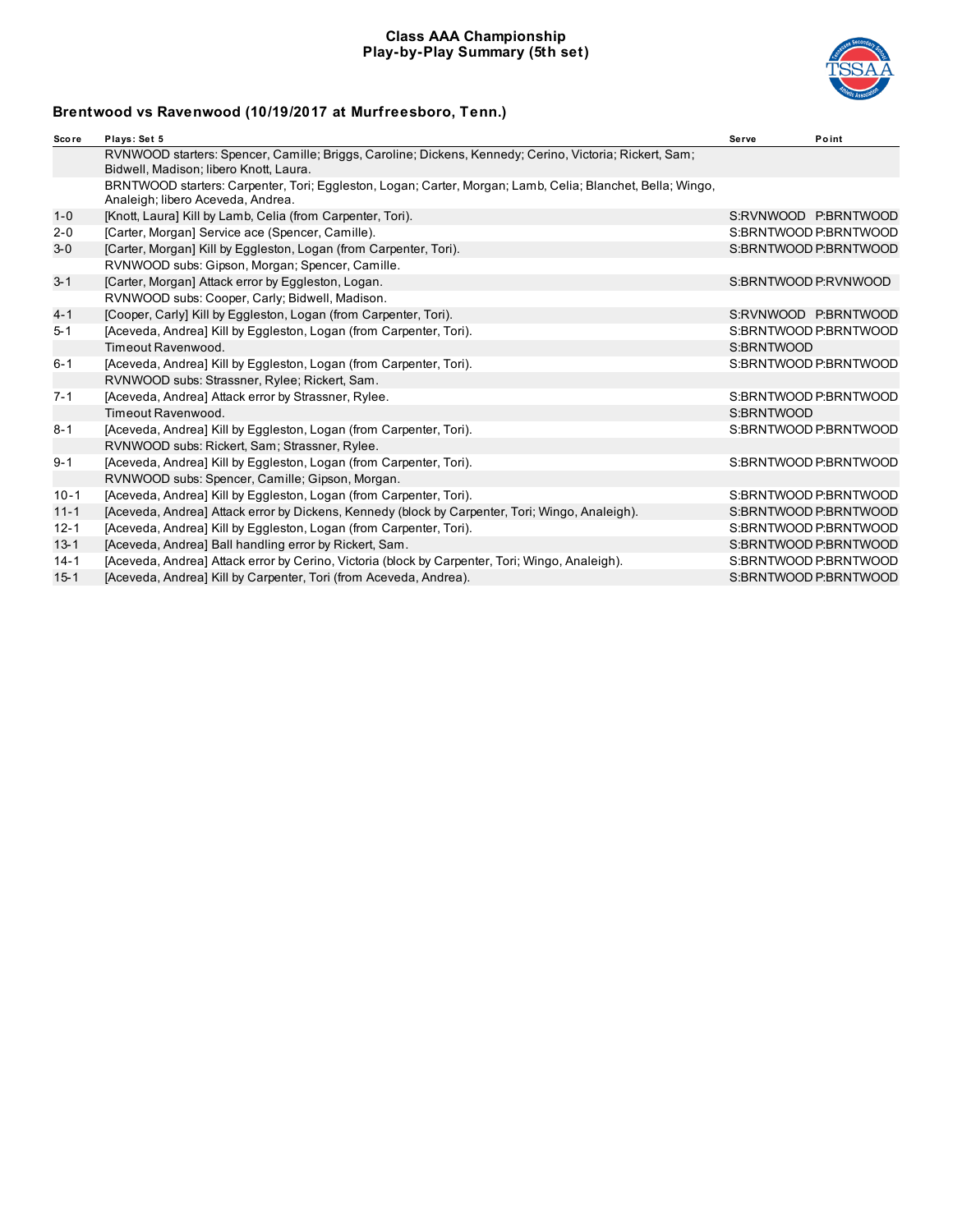**Class AAA Championship**
**Play-by-Play Summary (5th set)**

## Brentwood vs Ravenwood (10/19/2017 at Murfreesboro, Tenn.)

| Score | Plays: Set 5 | Serve | Point |
|---|---|---|---|
| | RVNWOOD starters: Spencer, Camille; Briggs, Caroline; Dickens, Kennedy; Cerino, Victoria; Rickert, Sam; Bidwell, Madison; libero Knott, Laura. | | |
| | BRNTWOOD starters: Carpenter, Tori; Eggleston, Logan; Carter, Morgan; Lamb, Celia; Blanchet, Bella; Wingo, Analeigh; libero Aceveda, Andrea. | | |
| 1-0 | [Knott, Laura] Kill by Lamb, Celia (from Carpenter, Tori). | S:RVNWOOD | P:BRNTWOOD |
| 2-0 | [Carter, Morgan] Service ace (Spencer, Camille). | S:BRNTWOOD | P:BRNTWOOD |
| 3-0 | [Carter, Morgan] Kill by Eggleston, Logan (from Carpenter, Tori). | S:BRNTWOOD | P:BRNTWOOD |
| | RVNWOOD subs: Gipson, Morgan; Spencer, Camille. | | |
| 3-1 | [Carter, Morgan] Attack error by Eggleston, Logan. | S:BRNTWOOD | P:RVNWOOD |
| | RVNWOOD subs: Cooper, Carly; Bidwell, Madison. | | |
| 4-1 | [Cooper, Carly] Kill by Eggleston, Logan (from Carpenter, Tori). | S:RVNWOOD | P:BRNTWOOD |
| 5-1 | [Aceveda, Andrea] Kill by Eggleston, Logan (from Carpenter, Tori). | S:BRNTWOOD | P:BRNTWOOD |
| | Timeout Ravenwood. | S:BRNTWOOD | |
| 6-1 | [Aceveda, Andrea] Kill by Eggleston, Logan (from Carpenter, Tori). | S:BRNTWOOD | P:BRNTWOOD |
| | RVNWOOD subs: Strassner, Rylee; Rickert, Sam. | | |
| 7-1 | [Aceveda, Andrea] Attack error by Strassner, Rylee. | S:BRNTWOOD | P:BRNTWOOD |
| | Timeout Ravenwood. | S:BRNTWOOD | |
| 8-1 | [Aceveda, Andrea] Kill by Eggleston, Logan (from Carpenter, Tori). | S:BRNTWOOD | P:BRNTWOOD |
| | RVNWOOD subs: Rickert, Sam; Strassner, Rylee. | | |
| 9-1 | [Aceveda, Andrea] Kill by Eggleston, Logan (from Carpenter, Tori). | S:BRNTWOOD | P:BRNTWOOD |
| | RVNWOOD subs: Spencer, Camille; Gipson, Morgan. | | |
| 10-1 | [Aceveda, Andrea] Kill by Eggleston, Logan (from Carpenter, Tori). | S:BRNTWOOD | P:BRNTWOOD |
| 11-1 | [Aceveda, Andrea] Attack error by Dickens, Kennedy (block by Carpenter, Tori; Wingo, Analeigh). | S:BRNTWOOD | P:BRNTWOOD |
| 12-1 | [Aceveda, Andrea] Kill by Eggleston, Logan (from Carpenter, Tori). | S:BRNTWOOD | P:BRNTWOOD |
| 13-1 | [Aceveda, Andrea] Ball handling error by Rickert, Sam. | S:BRNTWOOD | P:BRNTWOOD |
| 14-1 | [Aceveda, Andrea] Attack error by Cerino, Victoria (block by Carpenter, Tori; Wingo, Analeigh). | S:BRNTWOOD | P:BRNTWOOD |
| 15-1 | [Aceveda, Andrea] Kill by Carpenter, Tori (from Aceveda, Andrea). | S:BRNTWOOD | P:BRNTWOOD |